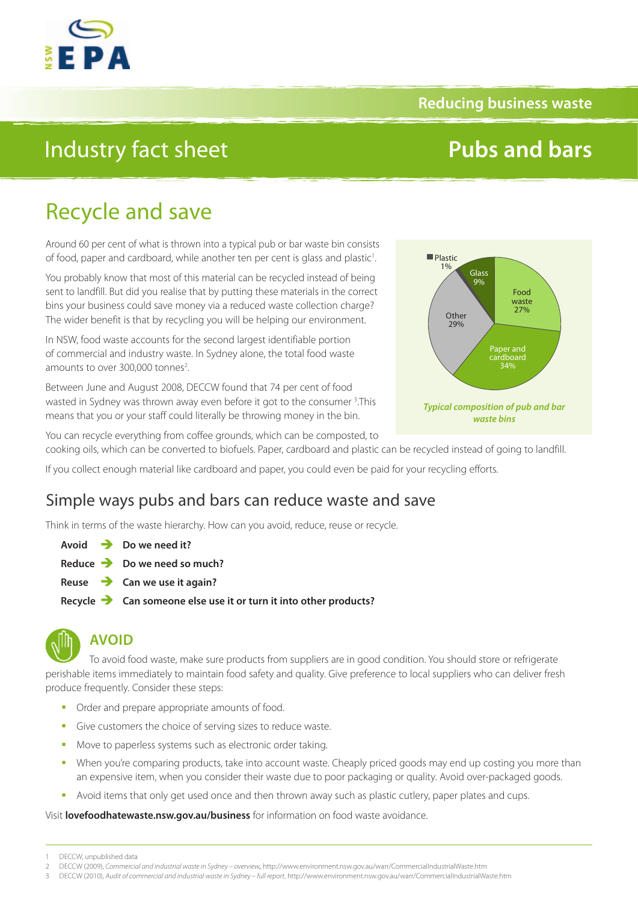Reducing business waste

# Industry fact sheet — Pubs and bars

## Recycle and save

Around 60 per cent of what is thrown into a typical pub or bar waste bin consists of food, paper and cardboard, while another ten per cent is glass and plastic[1].

You probably know that most of this material can be recycled instead of being sent to landfill. But did you realise that by putting these materials in the correct bins your business could save money via a reduced waste collection charge? The wider benefit is that by recycling you will be helping our environment.

In NSW, food waste accounts for the second largest identifiable portion of commercial and industry waste. In Sydney alone, the total food waste amounts to over 300,000 tonnes[2].

Between June and August 2008, DECCW found that 74 per cent of food wasted in Sydney was thrown away even before it got to the consumer [3].This means that you or your staff could literally be throwing money in the bin.

| Material | Share |
|---|---|
| Plastic | 1% |
| Glass | 9% |
| Food waste | 27% |
| Paper and cardboard | 34% |
| Other | 29% |

*Typical composition of pub and bar waste bins*

You can recycle everything from coffee grounds, which can be composted, to cooking oils, which can be converted to biofuels. Paper, cardboard and plastic can be recycled instead of going to landfill.

If you collect enough material like cardboard and paper, you could even be paid for your recycling efforts.

## Simple ways pubs and bars can reduce waste and save

Think in terms of the waste hierarchy. How can you avoid, reduce, reuse or recycle.

- **Avoid** ➔ **Do we need it?**
- **Reduce** ➔ **Do we need so much?**
- **Reuse** ➔ **Can we use it again?**
- **Recycle** ➔ **Can someone else use it or turn it into other products?**

### AVOID

To avoid food waste, make sure products from suppliers are in good condition. You should store or refrigerate perishable items immediately to maintain food safety and quality. Give preference to local suppliers who can deliver fresh produce frequently. Consider these steps:

- Order and prepare appropriate amounts of food.
- Give customers the choice of serving sizes to reduce waste.
- Move to paperless systems such as electronic order taking.
- When you're comparing products, take into account waste. Cheaply priced goods may end up costing you more than an expensive item, when you consider their waste due to poor packaging or quality. Avoid over-packaged goods.
- Avoid items that only get used once and then thrown away such as plastic cutlery, paper plates and cups.

Visit **lovefoodhatewaste.nsw.gov.au/business** for information on food waste avoidance.

---

1 DECCW, unpublished data

2 DECCW (2009), *Commercial and industrial waste in Sydney – overview*, http://www.environment.nsw.gov.au/warr/CommercialIndustrialWaste.htm

3 DECCW (2010), *Audit of commercial and industrial waste in Sydney – full report*, http://www.environment.nsw.gov.au/warr/CommercialIndustrialWaste.htm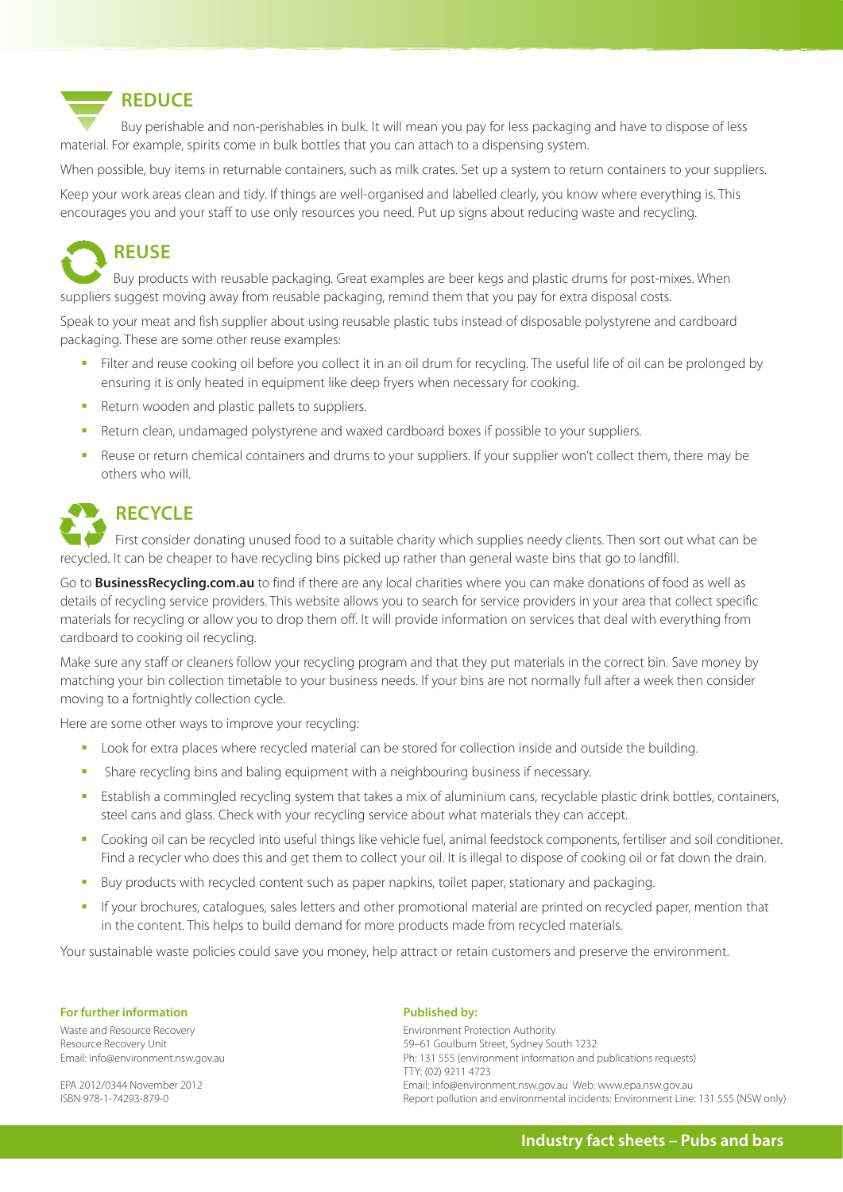## REDUCE

Buy perishable and non-perishables in bulk. It will mean you pay for less packaging and have to dispose of less material. For example, spirits come in bulk bottles that you can attach to a dispensing system.

When possible, buy items in returnable containers, such as milk crates. Set up a system to return containers to your suppliers.

Keep your work areas clean and tidy. If things are well-organised and labelled clearly, you know where everything is. This encourages you and your staff to use only resources you need. Put up signs about reducing waste and recycling.

## REUSE

Buy products with reusable packaging. Great examples are beer kegs and plastic drums for post-mixes. When suppliers suggest moving away from reusable packaging, remind them that you pay for extra disposal costs.

Speak to your meat and fish supplier about using reusable plastic tubs instead of disposable polystyrene and cardboard packaging. These are some other reuse examples:

- Filter and reuse cooking oil before you collect it in an oil drum for recycling. The useful life of oil can be prolonged by ensuring it is only heated in equipment like deep fryers when necessary for cooking.
- Return wooden and plastic pallets to suppliers.
- Return clean, undamaged polystyrene and waxed cardboard boxes if possible to your suppliers.
- Reuse or return chemical containers and drums to your suppliers. If your supplier won't collect them, there may be others who will.

## RECYCLE

First consider donating unused food to a suitable charity which supplies needy clients. Then sort out what can be recycled. It can be cheaper to have recycling bins picked up rather than general waste bins that go to landfill.

Go to **BusinessRecycling.com.au** to find if there are any local charities where you can make donations of food as well as details of recycling service providers. This website allows you to search for service providers in your area that collect specific materials for recycling or allow you to drop them off. It will provide information on services that deal with everything from cardboard to cooking oil recycling.

Make sure any staff or cleaners follow your recycling program and that they put materials in the correct bin. Save money by matching your bin collection timetable to your business needs. If your bins are not normally full after a week then consider moving to a fortnightly collection cycle.

Here are some other ways to improve your recycling:

- Look for extra places where recycled material can be stored for collection inside and outside the building.
- Share recycling bins and baling equipment with a neighbouring business if necessary.
- Establish a commingled recycling system that takes a mix of aluminium cans, recyclable plastic drink bottles, containers, steel cans and glass. Check with your recycling service about what materials they can accept.
- Cooking oil can be recycled into useful things like vehicle fuel, animal feedstock components, fertiliser and soil conditioner. Find a recycler who does this and get them to collect your oil. It is illegal to dispose of cooking oil or fat down the drain.
- Buy products with recycled content such as paper napkins, toilet paper, stationary and packaging.
- If your brochures, catalogues, sales letters and other promotional material are printed on recycled paper, mention that in the content. This helps to build demand for more products made from recycled materials.

Your sustainable waste policies could save you money, help attract or retain customers and preserve the environment.

**For further information**

Waste and Resource Recovery
Resource Recovery Unit
Email: info@environment.nsw.gov.au

EPA 2012/0344 November 2012
ISBN 978-1-74293-879-0

**Published by:**

Environment Protection Authority
59–61 Goulburn Street, Sydney South 1232
Ph: 131 555 (environment information and publications requests)
TTY: (02) 9211 4723
Email: info@environment.nsw.gov.au Web: www.epa.nsw.gov.au
Report pollution and environmental incidents: Environment Line: 131 555 (NSW only)